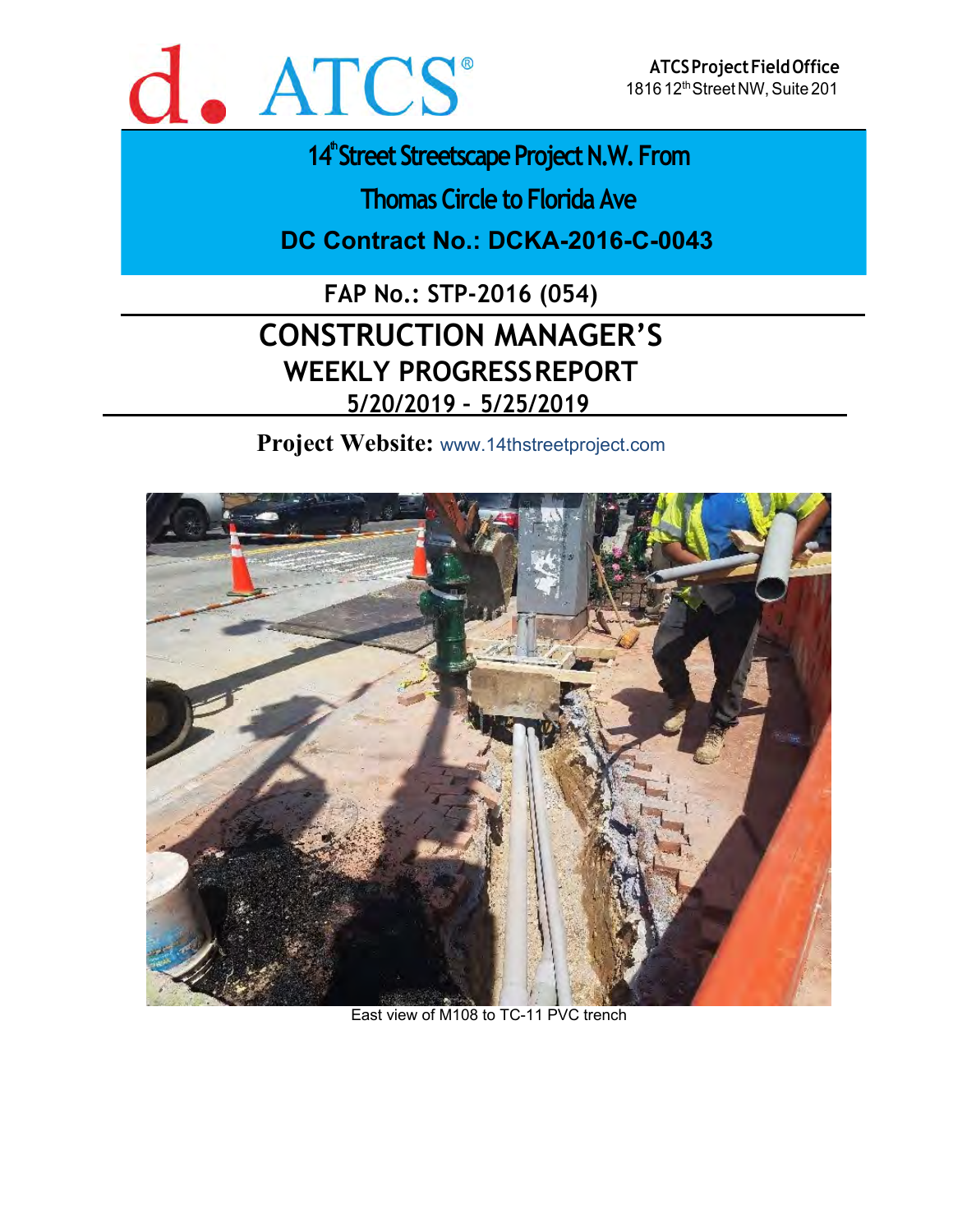ATCS Project Field Office
1816 12th Street NW, Suite 201

# 14th Street Streetscape Project N.W. From Thomas Circle to Florida Ave

## DC Contract No.: DCKA-2016-C-0043

## FAP No.: STP-2016 (054)

# CONSTRUCTION MANAGER'S WEEKLY PROGRESS REPORT

## 5/20/2019 – 5/25/2019

**Project Website:** www.14thstreetproject.com

East view of M108 to TC-11 PVC trench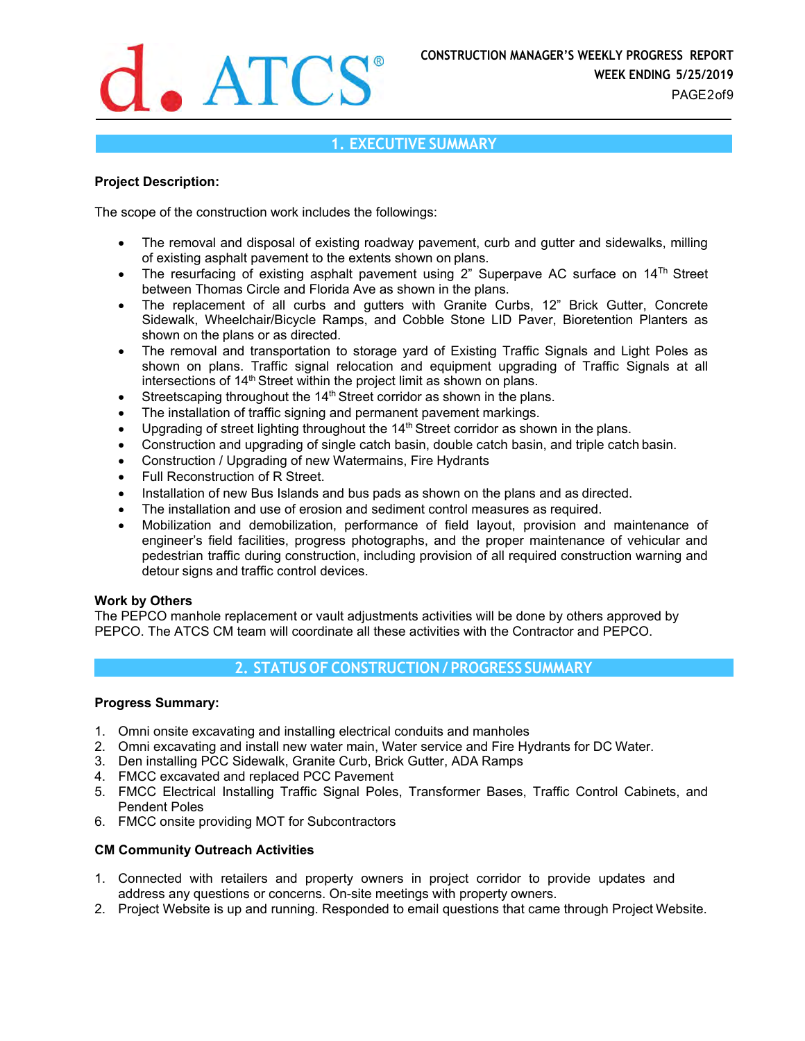## 1. EXECUTIVE SUMMARY

**Project Description:**

The scope of the construction work includes the followings:

- The removal and disposal of existing roadway pavement, curb and gutter and sidewalks, milling of existing asphalt pavement to the extents shown on plans.
- The resurfacing of existing asphalt pavement using 2" Superpave AC surface on 14Th Street between Thomas Circle and Florida Ave as shown in the plans.
- The replacement of all curbs and gutters with Granite Curbs, 12" Brick Gutter, Concrete Sidewalk, Wheelchair/Bicycle Ramps, and Cobble Stone LID Paver, Bioretention Planters as shown on the plans or as directed.
- The removal and transportation to storage yard of Existing Traffic Signals and Light Poles as shown on plans. Traffic signal relocation and equipment upgrading of Traffic Signals at all intersections of 14th Street within the project limit as shown on plans.
- Streetscaping throughout the 14th Street corridor as shown in the plans.
- The installation of traffic signing and permanent pavement markings.
- Upgrading of street lighting throughout the 14th Street corridor as shown in the plans.
- Construction and upgrading of single catch basin, double catch basin, and triple catch basin.
- Construction / Upgrading of new Watermains, Fire Hydrants
- Full Reconstruction of R Street.
- Installation of new Bus Islands and bus pads as shown on the plans and as directed.
- The installation and use of erosion and sediment control measures as required.
- Mobilization and demobilization, performance of field layout, provision and maintenance of engineer's field facilities, progress photographs, and the proper maintenance of vehicular and pedestrian traffic during construction, including provision of all required construction warning and detour signs and traffic control devices.

**Work by Others**

The PEPCO manhole replacement or vault adjustments activities will be done by others approved by PEPCO. The ATCS CM team will coordinate all these activities with the Contractor and PEPCO.

## 2. STATUS OF CONSTRUCTION / PROGRESS SUMMARY

**Progress Summary:**

1. Omni onsite excavating and installing electrical conduits and manholes
2. Omni excavating and install new water main, Water service and Fire Hydrants for DC Water.
3. Den installing PCC Sidewalk, Granite Curb, Brick Gutter, ADA Ramps
4. FMCC excavated and replaced PCC Pavement
5. FMCC Electrical Installing Traffic Signal Poles, Transformer Bases, Traffic Control Cabinets, and Pendent Poles
6. FMCC onsite providing MOT for Subcontractors

**CM Community Outreach Activities**

1. Connected with retailers and property owners in project corridor to provide updates and address any questions or concerns. On-site meetings with property owners.
2. Project Website is up and running. Responded to email questions that came through Project Website.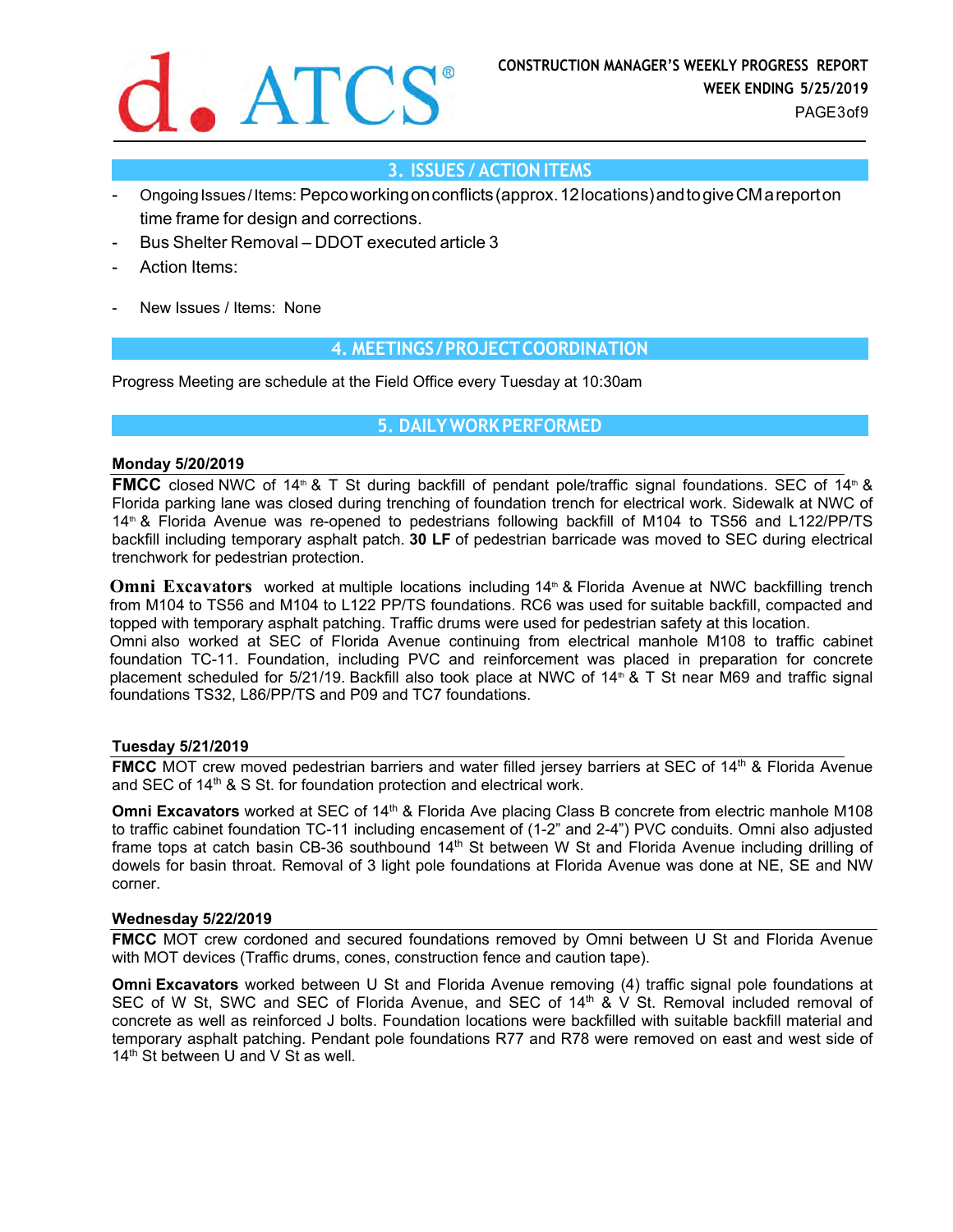## 3. ISSUES / ACTION ITEMS

- Ongoing Issues / Items: Pepco working on conflicts (approx. 12 locations) and to give CM a report on time frame for design and corrections.
- Bus Shelter Removal – DDOT executed article 3
- Action Items:

- New Issues / Items: None

## 4. MEETINGS / PROJECT COORDINATION

Progress Meeting are schedule at the Field Office every Tuesday at 10:30am

## 5. DAILY WORK PERFORMED

### Monday 5/20/2019

**FMCC** closed NWC of 14th & T St during backfill of pendant pole/traffic signal foundations. SEC of 14th & Florida parking lane was closed during trenching of foundation trench for electrical work. Sidewalk at NWC of 14th & Florida Avenue was re-opened to pedestrians following backfill of M104 to TS56 and L122/PP/TS backfill including temporary asphalt patch. **30 LF** of pedestrian barricade was moved to SEC during electrical trenchwork for pedestrian protection.

**Omni Excavators** worked at multiple locations including 14th & Florida Avenue at NWC backfilling trench from M104 to TS56 and M104 to L122 PP/TS foundations. RC6 was used for suitable backfill, compacted and topped with temporary asphalt patching. Traffic drums were used for pedestrian safety at this location.
Omni also worked at SEC of Florida Avenue continuing from electrical manhole M108 to traffic cabinet foundation TC-11. Foundation, including PVC and reinforcement was placed in preparation for concrete placement scheduled for 5/21/19. Backfill also took place at NWC of 14th & T St near M69 and traffic signal foundations TS32, L86/PP/TS and P09 and TC7 foundations.

### Tuesday 5/21/2019

**FMCC** MOT crew moved pedestrian barriers and water filled jersey barriers at SEC of 14th & Florida Avenue and SEC of 14th & S St. for foundation protection and electrical work.

**Omni Excavators** worked at SEC of 14th & Florida Ave placing Class B concrete from electric manhole M108 to traffic cabinet foundation TC-11 including encasement of (1-2" and 2-4") PVC conduits. Omni also adjusted frame tops at catch basin CB-36 southbound 14th St between W St and Florida Avenue including drilling of dowels for basin throat. Removal of 3 light pole foundations at Florida Avenue was done at NE, SE and NW corner.

### Wednesday 5/22/2019

**FMCC** MOT crew cordoned and secured foundations removed by Omni between U St and Florida Avenue with MOT devices (Traffic drums, cones, construction fence and caution tape).

**Omni Excavators** worked between U St and Florida Avenue removing (4) traffic signal pole foundations at SEC of W St, SWC and SEC of Florida Avenue, and SEC of 14th & V St. Removal included removal of concrete as well as reinforced J bolts. Foundation locations were backfilled with suitable backfill material and temporary asphalt patching. Pendant pole foundations R77 and R78 were removed on east and west side of 14th St between U and V St as well.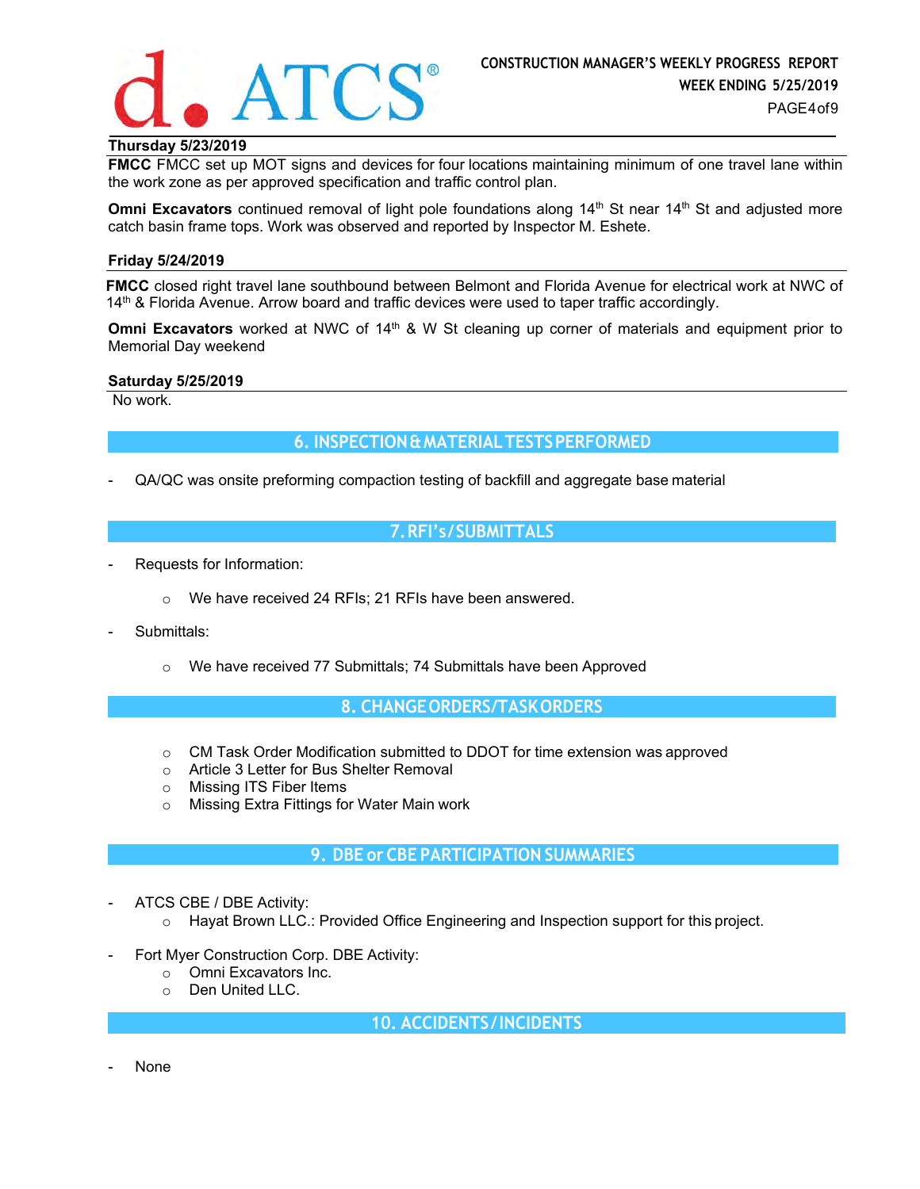**Thursday 5/23/2019**

**FMCC** FMCC set up MOT signs and devices for four locations maintaining minimum of one travel lane within the work zone as per approved specification and traffic control plan.

**Omni Excavators** continued removal of light pole foundations along 14th St near 14th St and adjusted more catch basin frame tops. Work was observed and reported by Inspector M. Eshete.

**Friday 5/24/2019**

**FMCC** closed right travel lane southbound between Belmont and Florida Avenue for electrical work at NWC of 14th & Florida Avenue. Arrow board and traffic devices were used to taper traffic accordingly.

**Omni Excavators** worked at NWC of 14th & W St cleaning up corner of materials and equipment prior to Memorial Day weekend

**Saturday 5/25/2019**

No work.

## 6. INSPECTION & MATERIAL TESTS PERFORMED

- QA/QC was onsite preforming compaction testing of backfill and aggregate base material

## 7. RFI's / SUBMITTALS

- Requests for Information:
  - We have received 24 RFIs; 21 RFIs have been answered.
- Submittals:
  - We have received 77 Submittals; 74 Submittals have been Approved

## 8. CHANGE ORDERS/TASK ORDERS

- CM Task Order Modification submitted to DDOT for time extension was approved
- Article 3 Letter for Bus Shelter Removal
- Missing ITS Fiber Items
- Missing Extra Fittings for Water Main work

## 9. DBE or CBE PARTICIPATION SUMMARIES

- ATCS CBE / DBE Activity:
  - Hayat Brown LLC.: Provided Office Engineering and Inspection support for this project.
- Fort Myer Construction Corp. DBE Activity:
  - Omni Excavators Inc.
  - Den United LLC.

## 10. ACCIDENTS / INCIDENTS

- None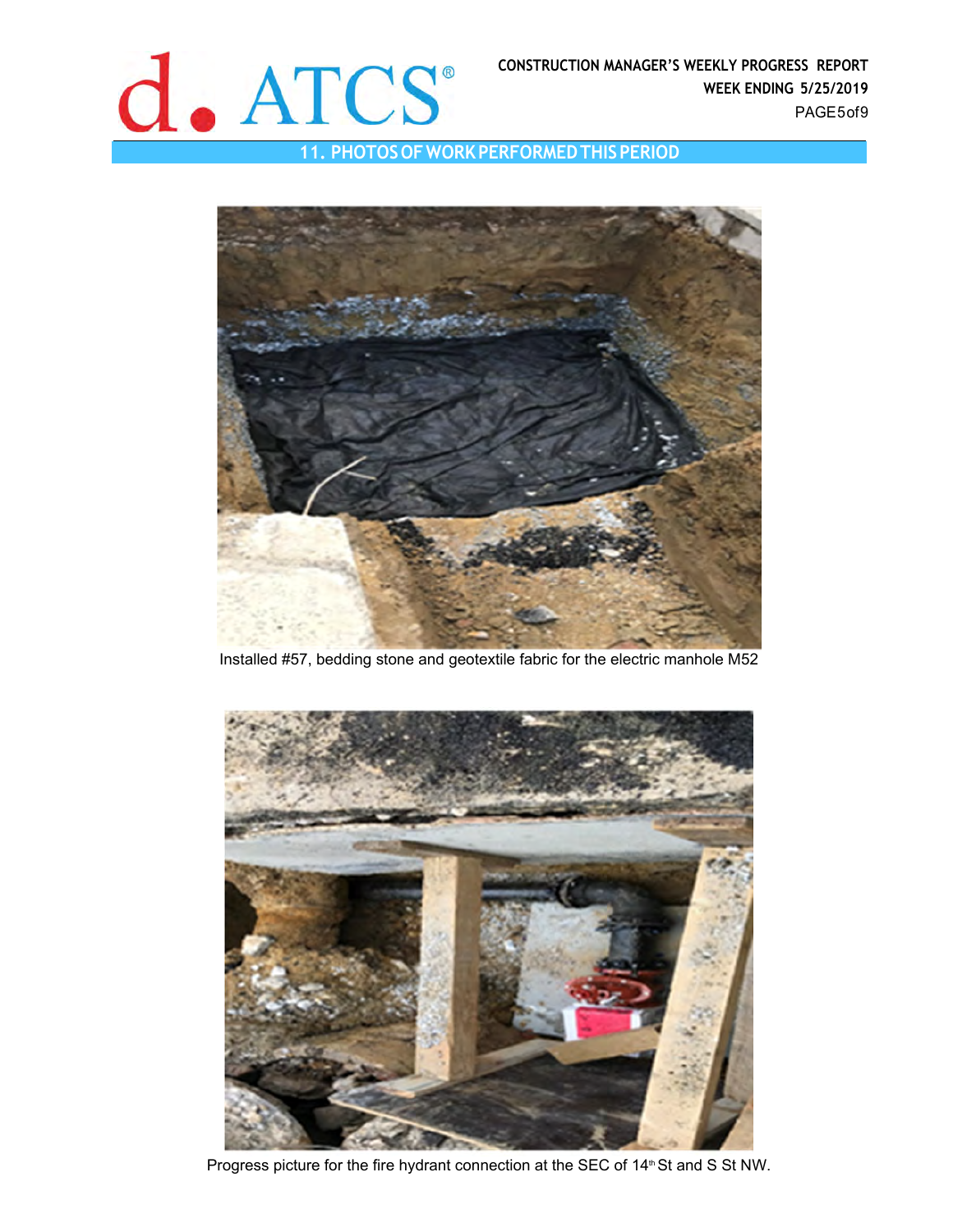## 11. PHOTOS OF WORK PERFORMED THIS PERIOD

Installed #57, bedding stone and geotextile fabric for the electric manhole M52

Progress picture for the fire hydrant connection at the SEC of 14th St and S St NW.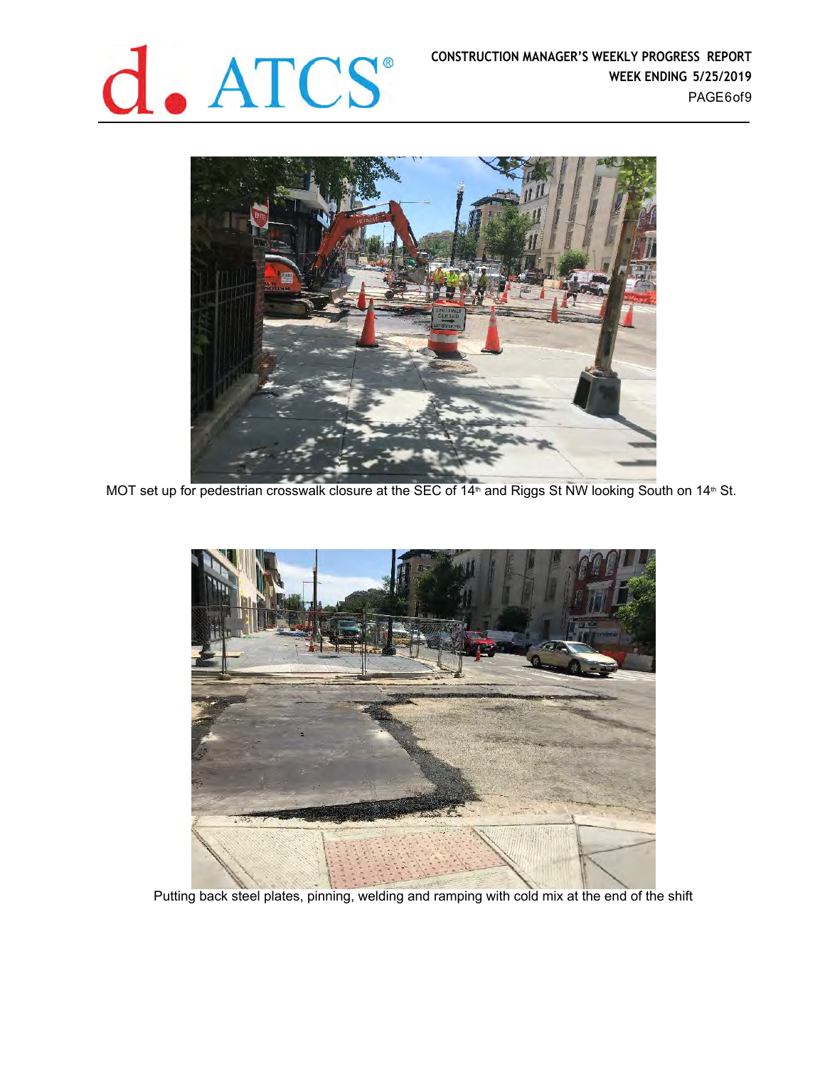MOT set up for pedestrian crosswalk closure at the SEC of 14th and Riggs St NW looking South on 14th St.

Putting back steel plates, pinning, welding and ramping with cold mix at the end of the shift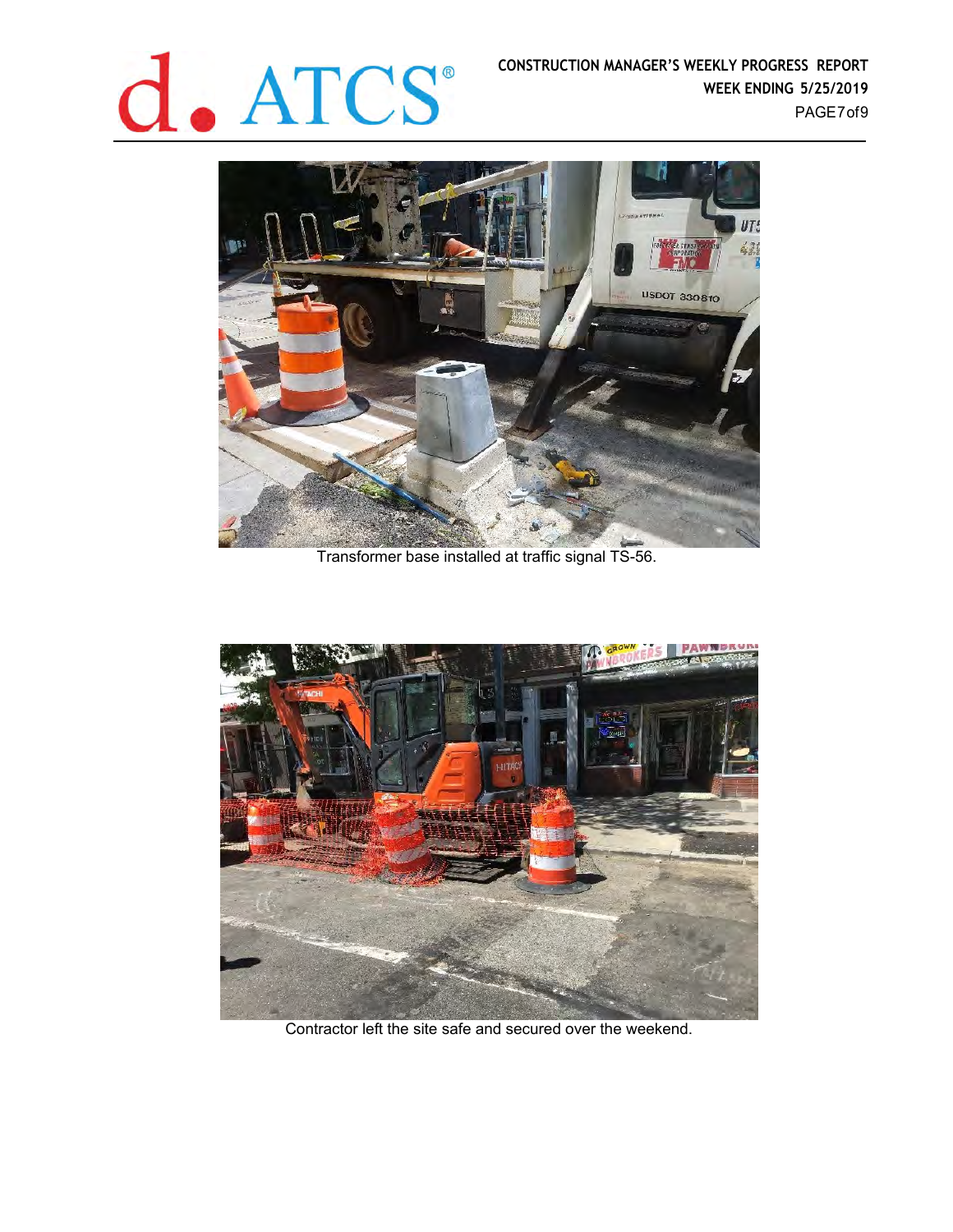Transformer base installed at traffic signal TS-56.

Contractor left the site safe and secured over the weekend.